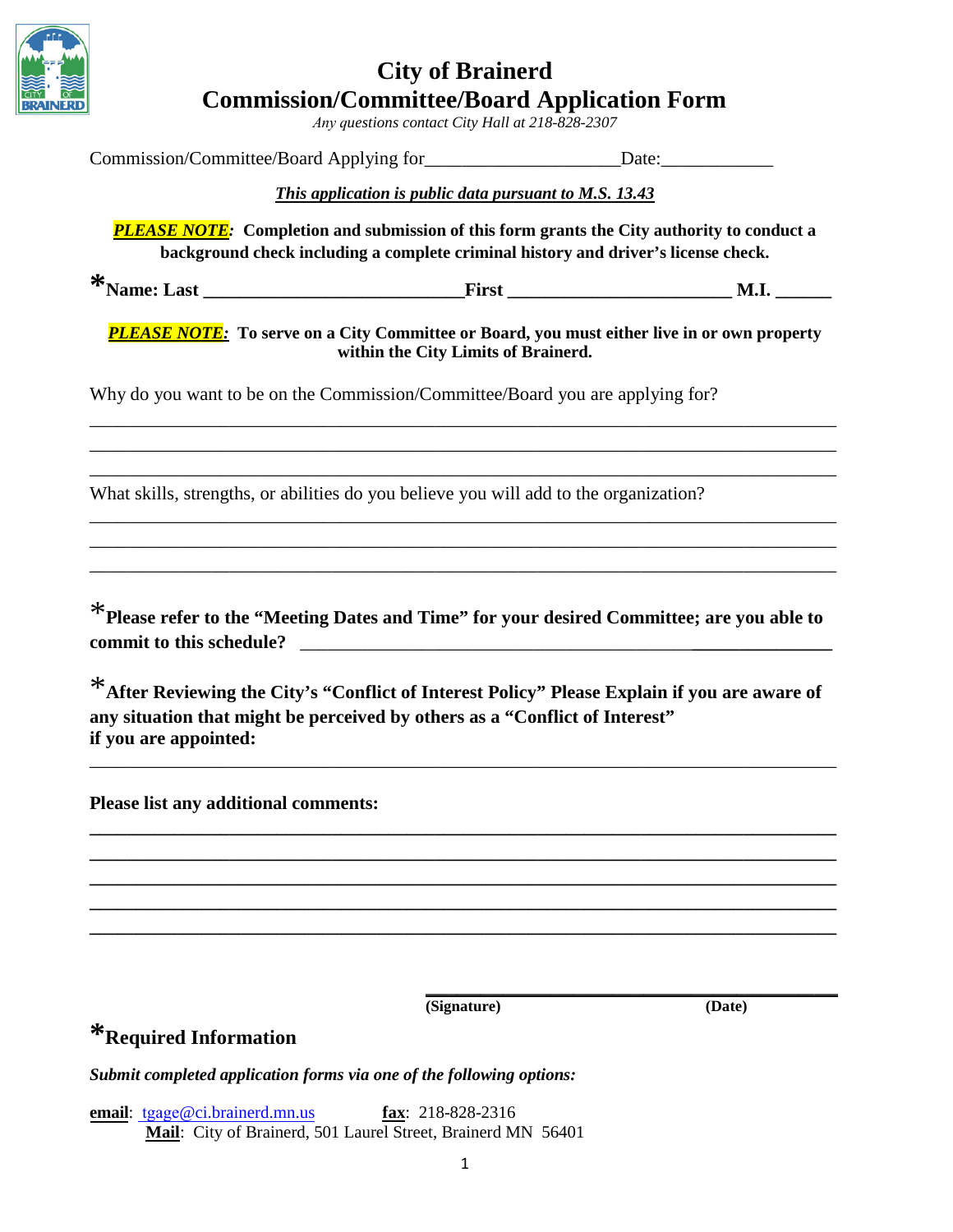# City of Brainerd
# Commission/Committee/Board Application Form

*Any questions contact City Hall at 218-828-2307*

Commission/Committee/Board Applying for____________________Date:____________

***This application is public data pursuant to M.S. 13.43***

***PLEASE NOTE:*** **Completion and submission of this form grants the City authority to conduct a background check including a complete criminal history and driver's license check.**

**\*Name: Last ___________________________First _______________________ M.I. ______**

***PLEASE NOTE:*** **To serve on a City Committee or Board, you must either live in or own property within the City Limits of Brainerd.**

Why do you want to be on the Commission/Committee/Board you are applying for?

_____________________________________________________________________________

_____________________________________________________________________________

_____________________________________________________________________________

What skills, strengths, or abilities do you believe you will add to the organization?

_____________________________________________________________________________

_____________________________________________________________________________

_____________________________________________________________________________

**\*Please refer to the "Meeting Dates and Time" for your desired Committee; are you able to commit to this schedule?** _______________________________________________

**\*After Reviewing the City's "Conflict of Interest Policy" Please Explain if you are aware of any situation that might be perceived by others as a "Conflict of Interest" if you are appointed:**

_____________________________________________________________________________

**Please list any additional comments:**

_____________________________________________________________________________

_____________________________________________________________________________

_____________________________________________________________________________

_____________________________________________________________________________

_____________________________________________________________________________

_______________________________________________

**(Signature)** **(Date)**

**\*Required Information**

***Submit completed application forms via one of the following options:***

**email**: tgage@ci.brainerd.mn.us **fax**: 218-828-2316
**Mail**: City of Brainerd, 501 Laurel Street, Brainerd MN 56401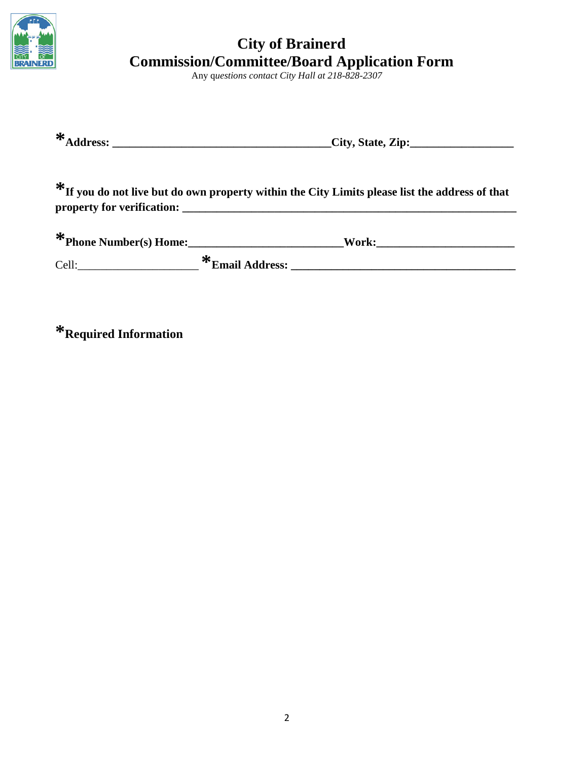# City of Brainerd
# Commission/Committee/Board Application Form

Any q*uestions contact City Hall at 218-828-2307*

***Address: ____________________________________City, State, Zip:_________________**

***If you do not live but do own property within the City Limits please list the address of that property for verification: _______________________________________________________**

***Phone Number(s) Home:__________________________Work:_______________________**

Cell:____________________ ***Email Address: ____________________________________**

***Required Information**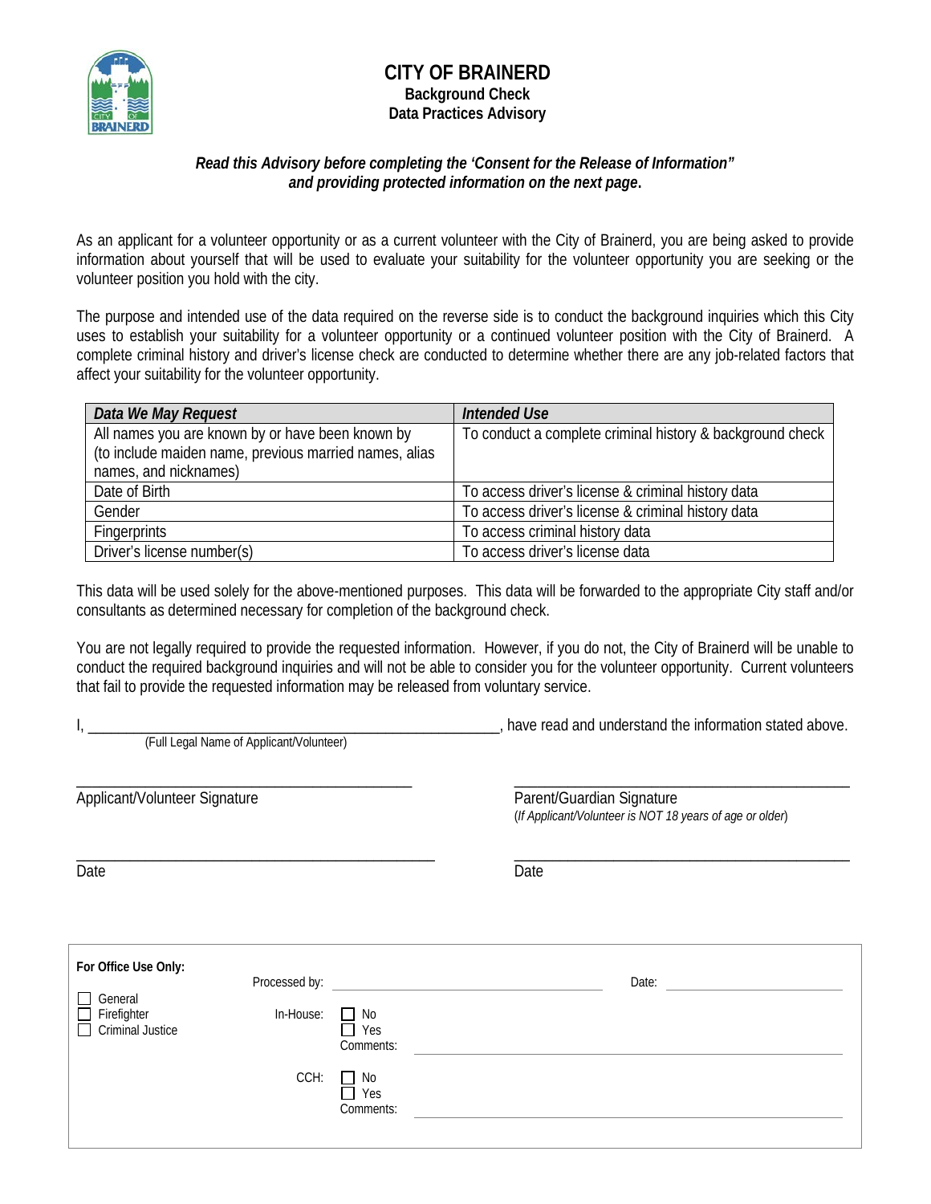# CITY OF BRAINERD

**Background Check**
**Data Practices Advisory**

***Read this Advisory before completing the 'Consent for the Release of Information" and providing protected information on the next page.***

As an applicant for a volunteer opportunity or as a current volunteer with the City of Brainerd, you are being asked to provide information about yourself that will be used to evaluate your suitability for the volunteer opportunity you are seeking or the volunteer position you hold with the city.

The purpose and intended use of the data required on the reverse side is to conduct the background inquiries which this City uses to establish your suitability for a volunteer opportunity or a continued volunteer position with the City of Brainerd. A complete criminal history and driver's license check are conducted to determine whether there are any job-related factors that affect your suitability for the volunteer opportunity.

| *Data We May Request* | *Intended Use* |
| --- | --- |
| All names you are known by or have been known by (to include maiden name, previous married names, alias names, and nicknames) | To conduct a complete criminal history & background check |
| Date of Birth | To access driver's license & criminal history data |
| Gender | To access driver's license & criminal history data |
| Fingerprints | To access criminal history data |
| Driver's license number(s) | To access driver's license data |

This data will be used solely for the above-mentioned purposes. This data will be forwarded to the appropriate City staff and/or consultants as determined necessary for completion of the background check.

You are not legally required to provide the requested information. However, if you do not, the City of Brainerd will be unable to conduct the required background inquiries and will not be able to consider you for the volunteer opportunity. Current volunteers that fail to provide the requested information may be released from voluntary service.

I, ______________________________________________, have read and understand the information stated above.
(Full Legal Name of Applicant/Volunteer)

______________________________ Applicant/Volunteer Signature

______________________________ Parent/Guardian Signature
(*If Applicant/Volunteer is NOT 18 years of age or older*)

______________________________ Date

______________________________ Date

**For Office Use Only:**

☐ General
☐ Firefighter
☐ Criminal Justice

Processed by: ______________________ Date: ______________

In-House: ☐ No ☐ Yes
Comments: ______________________

CCH: ☐ No ☐ Yes
Comments: ______________________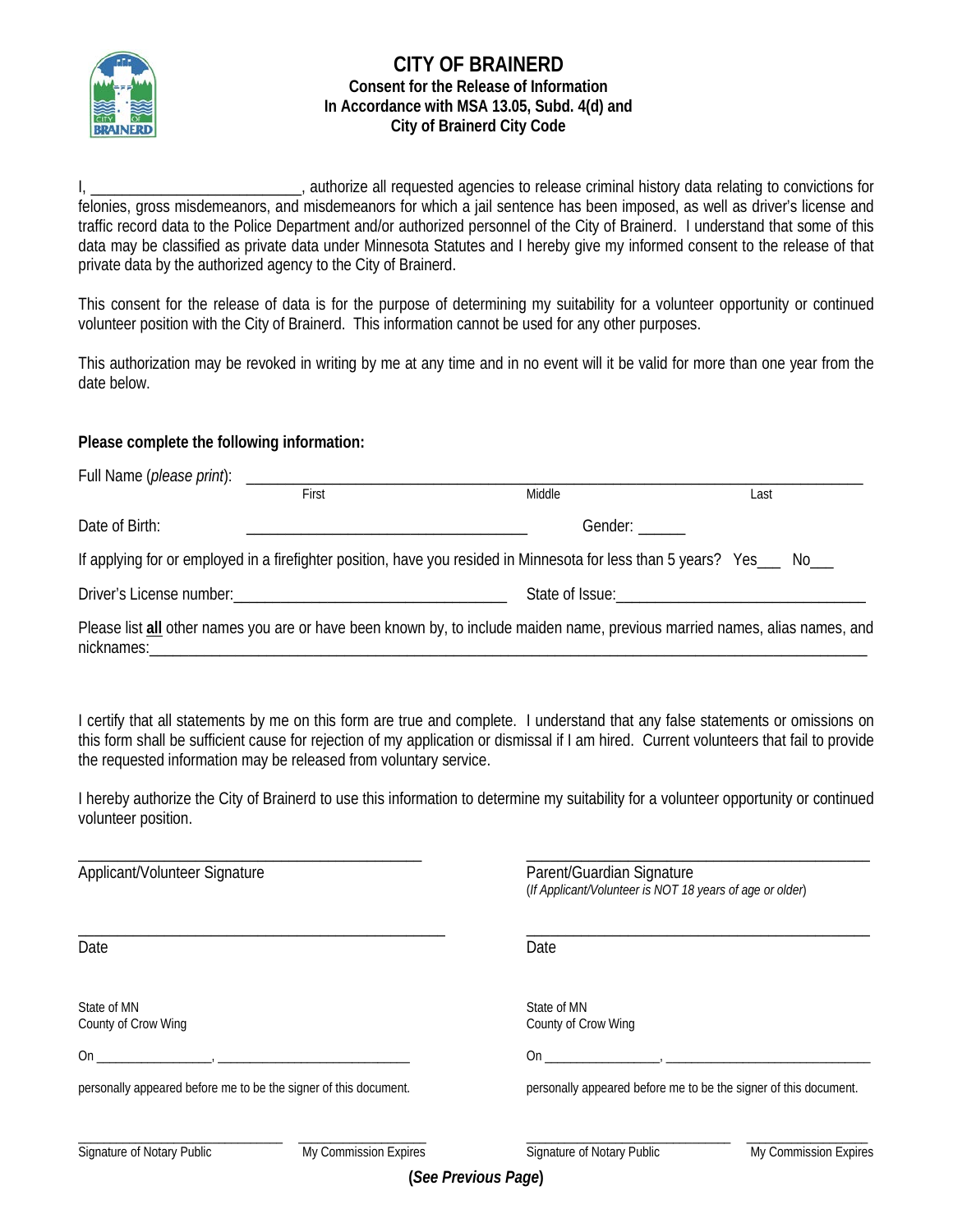# CITY OF BRAINERD

**Consent for the Release of Information**
**In Accordance with MSA 13.05, Subd. 4(d) and**
**City of Brainerd City Code**

I, __________________________, authorize all requested agencies to release criminal history data relating to convictions for felonies, gross misdemeanors, and misdemeanors for which a jail sentence has been imposed, as well as driver's license and traffic record data to the Police Department and/or authorized personnel of the City of Brainerd. I understand that some of this data may be classified as private data under Minnesota Statutes and I hereby give my informed consent to the release of that private data by the authorized agency to the City of Brainerd.

This consent for the release of data is for the purpose of determining my suitability for a volunteer opportunity or continued volunteer position with the City of Brainerd. This information cannot be used for any other purposes.

This authorization may be revoked in writing by me at any time and in no event will it be valid for more than one year from the date below.

**Please complete the following information:**

Full Name (*please print*): ________________________________________________________________________________
First | Middle | Last

Date of Birth: ___________________________________ Gender: ______

If applying for or employed in a firefighter position, have you resided in Minnesota for less than 5 years? Yes___ No___

Driver's License number:___________________________________ State of Issue:________________________________

Please list **all** other names you are or have been known by, to include maiden name, previous married names, alias names, and nicknames:_____________________________________________________________________________________________

I certify that all statements by me on this form are true and complete. I understand that any false statements or omissions on this form shall be sufficient cause for rejection of my application or dismissal if I am hired. Current volunteers that fail to provide the requested information may be released from voluntary service.

I hereby authorize the City of Brainerd to use this information to determine my suitability for a volunteer opportunity or continued volunteer position.

_____________________________________________
Applicant/Volunteer Signature

_____________________________________________
Date

State of MN
County of Crow Wing

On _________________, ____________________________

personally appeared before me to be the signer of this document.

_____________________________ _________________
Signature of Notary Public My Commission Expires

_____________________________________________
Parent/Guardian Signature
(*If Applicant/Volunteer is NOT 18 years of age or older*)

_____________________________________________
Date

State of MN
County of Crow Wing

On _________________, ____________________________

personally appeared before me to be the signer of this document.

_____________________________ _________________
Signature of Notary Public My Commission Expires

**(*See Previous Page*)**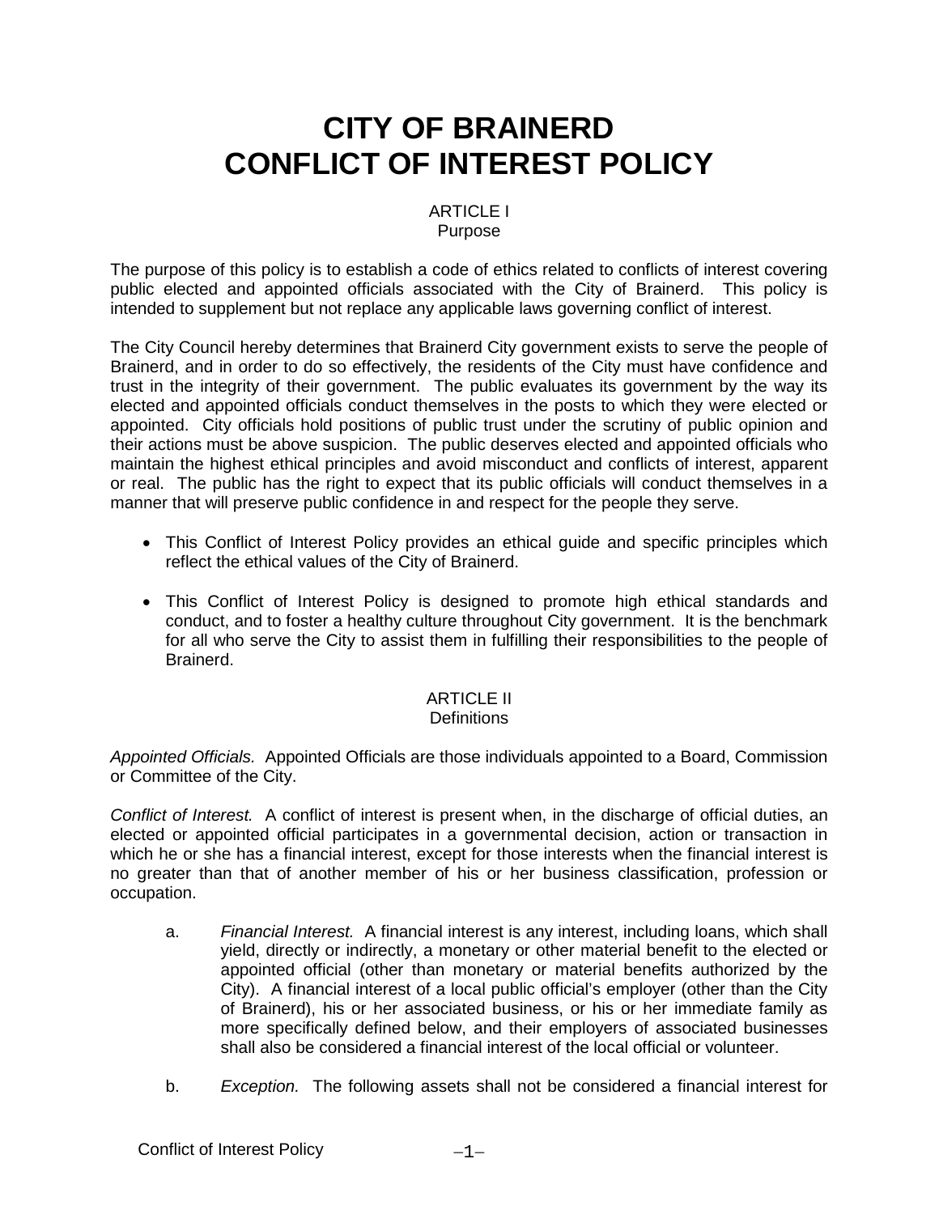# CITY OF BRAINERD
# CONFLICT OF INTEREST POLICY

## ARTICLE I
## Purpose

The purpose of this policy is to establish a code of ethics related to conflicts of interest covering public elected and appointed officials associated with the City of Brainerd. This policy is intended to supplement but not replace any applicable laws governing conflict of interest.

The City Council hereby determines that Brainerd City government exists to serve the people of Brainerd, and in order to do so effectively, the residents of the City must have confidence and trust in the integrity of their government. The public evaluates its government by the way its elected and appointed officials conduct themselves in the posts to which they were elected or appointed. City officials hold positions of public trust under the scrutiny of public opinion and their actions must be above suspicion. The public deserves elected and appointed officials who maintain the highest ethical principles and avoid misconduct and conflicts of interest, apparent or real. The public has the right to expect that its public officials will conduct themselves in a manner that will preserve public confidence in and respect for the people they serve.

- This Conflict of Interest Policy provides an ethical guide and specific principles which reflect the ethical values of the City of Brainerd.
- This Conflict of Interest Policy is designed to promote high ethical standards and conduct, and to foster a healthy culture throughout City government. It is the benchmark for all who serve the City to assist them in fulfilling their responsibilities to the people of Brainerd.

## ARTICLE II
## Definitions

*Appointed Officials.* Appointed Officials are those individuals appointed to a Board, Commission or Committee of the City.

*Conflict of Interest.* A conflict of interest is present when, in the discharge of official duties, an elected or appointed official participates in a governmental decision, action or transaction in which he or she has a financial interest, except for those interests when the financial interest is no greater than that of another member of his or her business classification, profession or occupation.

a. *Financial Interest.* A financial interest is any interest, including loans, which shall yield, directly or indirectly, a monetary or other material benefit to the elected or appointed official (other than monetary or material benefits authorized by the City). A financial interest of a local public official's employer (other than the City of Brainerd), his or her associated business, or his or her immediate family as more specifically defined below, and their employers of associated businesses shall also be considered a financial interest of the local official or volunteer.

b. *Exception.* The following assets shall not be considered a financial interest for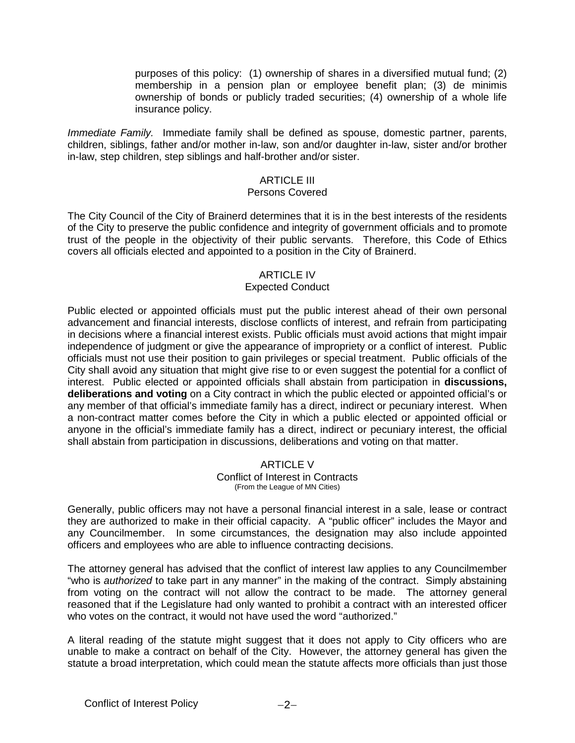purposes of this policy: (1) ownership of shares in a diversified mutual fund; (2) membership in a pension plan or employee benefit plan; (3) de minimis ownership of bonds or publicly traded securities; (4) ownership of a whole life insurance policy.

*Immediate Family.* Immediate family shall be defined as spouse, domestic partner, parents, children, siblings, father and/or mother in-law, son and/or daughter in-law, sister and/or brother in-law, step children, step siblings and half-brother and/or sister.

## ARTICLE III
### Persons Covered

The City Council of the City of Brainerd determines that it is in the best interests of the residents of the City to preserve the public confidence and integrity of government officials and to promote trust of the people in the objectivity of their public servants. Therefore, this Code of Ethics covers all officials elected and appointed to a position in the City of Brainerd.

## ARTICLE IV
### Expected Conduct

Public elected or appointed officials must put the public interest ahead of their own personal advancement and financial interests, disclose conflicts of interest, and refrain from participating in decisions where a financial interest exists. Public officials must avoid actions that might impair independence of judgment or give the appearance of impropriety or a conflict of interest. Public officials must not use their position to gain privileges or special treatment. Public officials of the City shall avoid any situation that might give rise to or even suggest the potential for a conflict of interest. Public elected or appointed officials shall abstain from participation in **discussions, deliberations and voting** on a City contract in which the public elected or appointed official's or any member of that official's immediate family has a direct, indirect or pecuniary interest. When a non-contract matter comes before the City in which a public elected or appointed official or anyone in the official's immediate family has a direct, indirect or pecuniary interest, the official shall abstain from participation in discussions, deliberations and voting on that matter.

## ARTICLE V
### Conflict of Interest in Contracts
(From the League of MN Cities)

Generally, public officers may not have a personal financial interest in a sale, lease or contract they are authorized to make in their official capacity. A "public officer" includes the Mayor and any Councilmember. In some circumstances, the designation may also include appointed officers and employees who are able to influence contracting decisions.

The attorney general has advised that the conflict of interest law applies to any Councilmember "who is *authorized* to take part in any manner" in the making of the contract. Simply abstaining from voting on the contract will not allow the contract to be made. The attorney general reasoned that if the Legislature had only wanted to prohibit a contract with an interested officer who votes on the contract, it would not have used the word "authorized."

A literal reading of the statute might suggest that it does not apply to City officers who are unable to make a contract on behalf of the City. However, the attorney general has given the statute a broad interpretation, which could mean the statute affects more officials than just those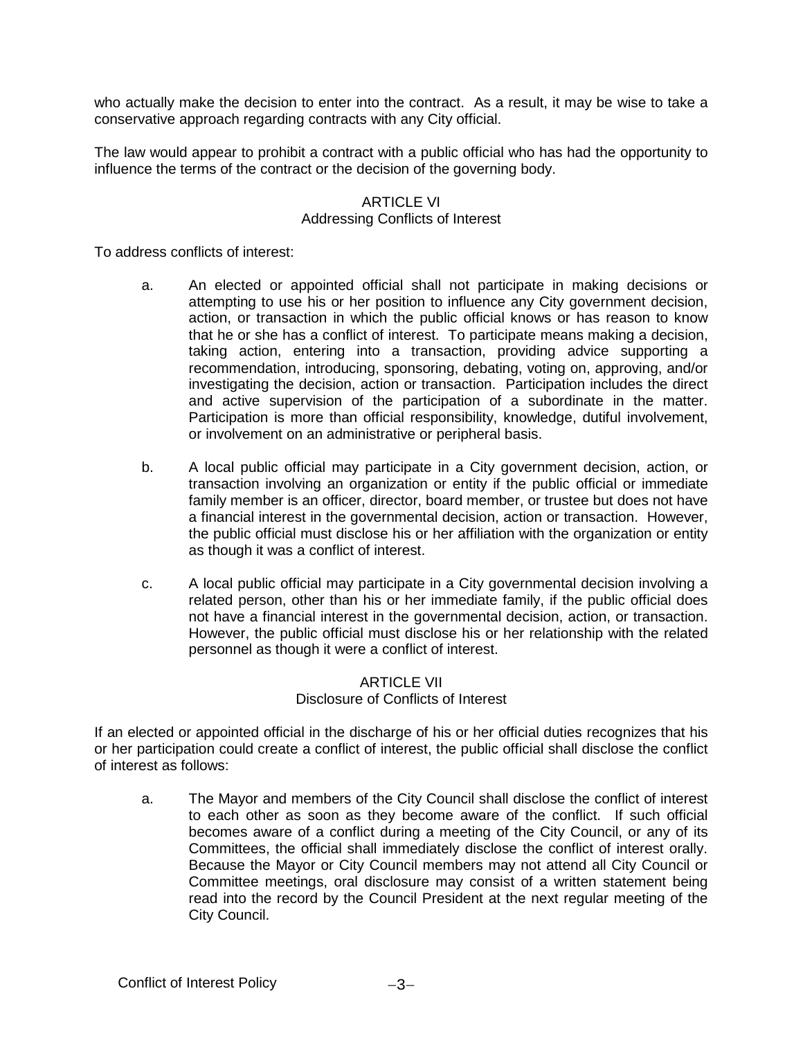who actually make the decision to enter into the contract. As a result, it may be wise to take a conservative approach regarding contracts with any City official.

The law would appear to prohibit a contract with a public official who has had the opportunity to influence the terms of the contract or the decision of the governing body.

## ARTICLE VI
### Addressing Conflicts of Interest

To address conflicts of interest:

a. An elected or appointed official shall not participate in making decisions or attempting to use his or her position to influence any City government decision, action, or transaction in which the public official knows or has reason to know that he or she has a conflict of interest. To participate means making a decision, taking action, entering into a transaction, providing advice supporting a recommendation, introducing, sponsoring, debating, voting on, approving, and/or investigating the decision, action or transaction. Participation includes the direct and active supervision of the participation of a subordinate in the matter. Participation is more than official responsibility, knowledge, dutiful involvement, or involvement on an administrative or peripheral basis.

b. A local public official may participate in a City government decision, action, or transaction involving an organization or entity if the public official or immediate family member is an officer, director, board member, or trustee but does not have a financial interest in the governmental decision, action or transaction. However, the public official must disclose his or her affiliation with the organization or entity as though it was a conflict of interest.

c. A local public official may participate in a City governmental decision involving a related person, other than his or her immediate family, if the public official does not have a financial interest in the governmental decision, action, or transaction. However, the public official must disclose his or her relationship with the related personnel as though it were a conflict of interest.

## ARTICLE VII
### Disclosure of Conflicts of Interest

If an elected or appointed official in the discharge of his or her official duties recognizes that his or her participation could create a conflict of interest, the public official shall disclose the conflict of interest as follows:

a. The Mayor and members of the City Council shall disclose the conflict of interest to each other as soon as they become aware of the conflict. If such official becomes aware of a conflict during a meeting of the City Council, or any of its Committees, the official shall immediately disclose the conflict of interest orally. Because the Mayor or City Council members may not attend all City Council or Committee meetings, oral disclosure may consist of a written statement being read into the record by the Council President at the next regular meeting of the City Council.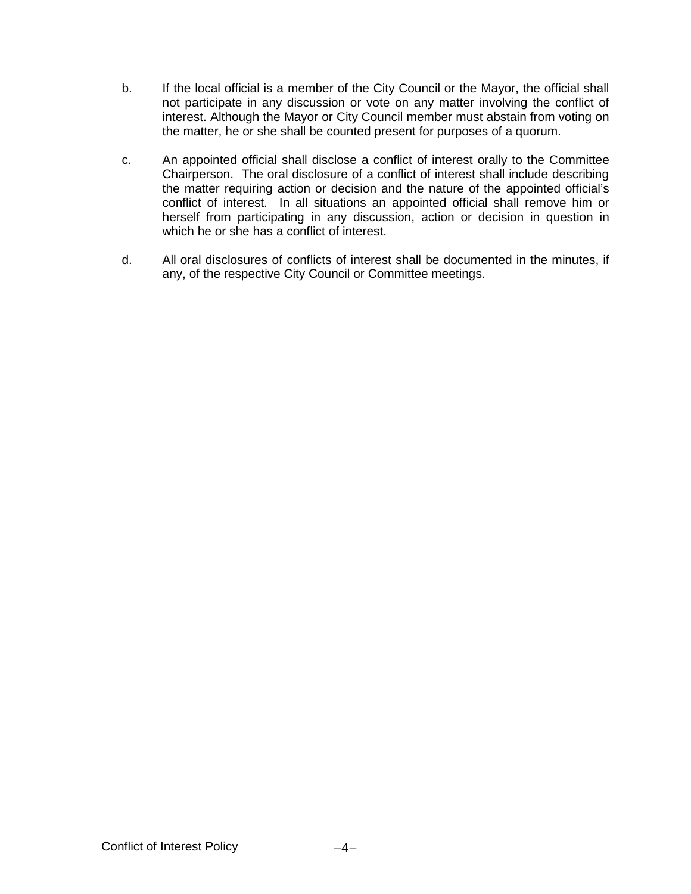b. If the local official is a member of the City Council or the Mayor, the official shall not participate in any discussion or vote on any matter involving the conflict of interest. Although the Mayor or City Council member must abstain from voting on the matter, he or she shall be counted present for purposes of a quorum.

c. An appointed official shall disclose a conflict of interest orally to the Committee Chairperson. The oral disclosure of a conflict of interest shall include describing the matter requiring action or decision and the nature of the appointed official's conflict of interest. In all situations an appointed official shall remove him or herself from participating in any discussion, action or decision in question in which he or she has a conflict of interest.

d. All oral disclosures of conflicts of interest shall be documented in the minutes, if any, of the respective City Council or Committee meetings.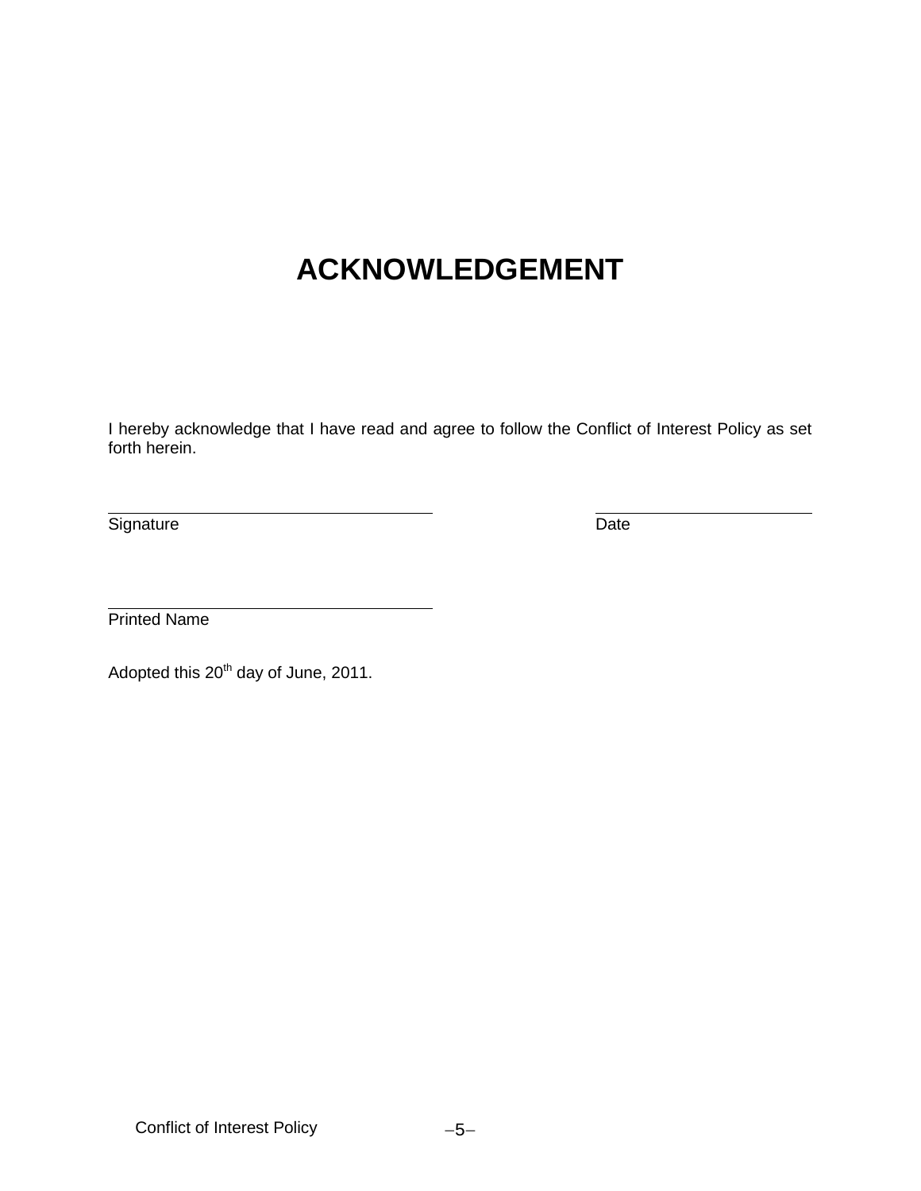# ACKNOWLEDGEMENT

I hereby acknowledge that I have read and agree to follow the Conflict of Interest Policy as set forth herein.

\_\_\_\_\_\_\_\_\_\_\_\_\_\_\_\_\_\_\_\_\_\_\_\_\_\_\_\_\_\_\_\_\_\_ \_\_\_\_\_\_\_\_\_\_\_\_\_\_\_\_\_\_\_\_\_\_

Signature Date

\_\_\_\_\_\_\_\_\_\_\_\_\_\_\_\_\_\_\_\_\_\_\_\_\_\_\_\_\_\_\_\_\_\_

Printed Name

Adopted this 20th day of June, 2011.